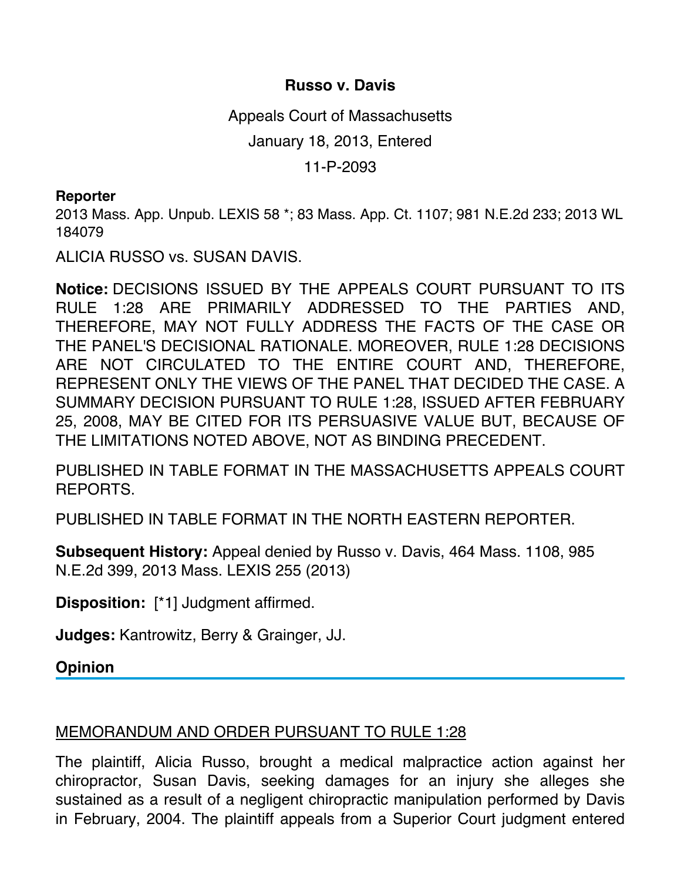# Russo v. Davis

Appeals Court of Massachusetts

January 18, 2013, Entered

11-P-2093

**Reporter**

2013 Mass. App. Unpub. LEXIS 58 *; 83 Mass. App. Ct. 1107; 981 N.E.2d 233; 2013 WL 184079

ALICIA RUSSO vs. SUSAN DAVIS.

**Notice:** DECISIONS ISSUED BY THE APPEALS COURT PURSUANT TO ITS RULE 1:28 ARE PRIMARILY ADDRESSED TO THE PARTIES AND, THEREFORE, MAY NOT FULLY ADDRESS THE FACTS OF THE CASE OR THE PANEL'S DECISIONAL RATIONALE. MOREOVER, RULE 1:28 DECISIONS ARE NOT CIRCULATED TO THE ENTIRE COURT AND, THEREFORE, REPRESENT ONLY THE VIEWS OF THE PANEL THAT DECIDED THE CASE. A SUMMARY DECISION PURSUANT TO RULE 1:28, ISSUED AFTER FEBRUARY 25, 2008, MAY BE CITED FOR ITS PERSUASIVE VALUE BUT, BECAUSE OF THE LIMITATIONS NOTED ABOVE, NOT AS BINDING PRECEDENT.

PUBLISHED IN TABLE FORMAT IN THE MASSACHUSETTS APPEALS COURT REPORTS.

PUBLISHED IN TABLE FORMAT IN THE NORTH EASTERN REPORTER.

**Subsequent History:** Appeal denied by Russo v. Davis, 464 Mass. 1108, 985 N.E.2d 399, 2013 Mass. LEXIS 255 (2013)

**Disposition:** [*1] Judgment affirmed.

**Judges:** Kantrowitz, Berry & Grainger, JJ.

## Opinion

MEMORANDUM AND ORDER PURSUANT TO RULE 1:28

The plaintiff, Alicia Russo, brought a medical malpractice action against her chiropractor, Susan Davis, seeking damages for an injury she alleges she sustained as a result of a negligent chiropractic manipulation performed by Davis in February, 2004. The plaintiff appeals from a Superior Court judgment entered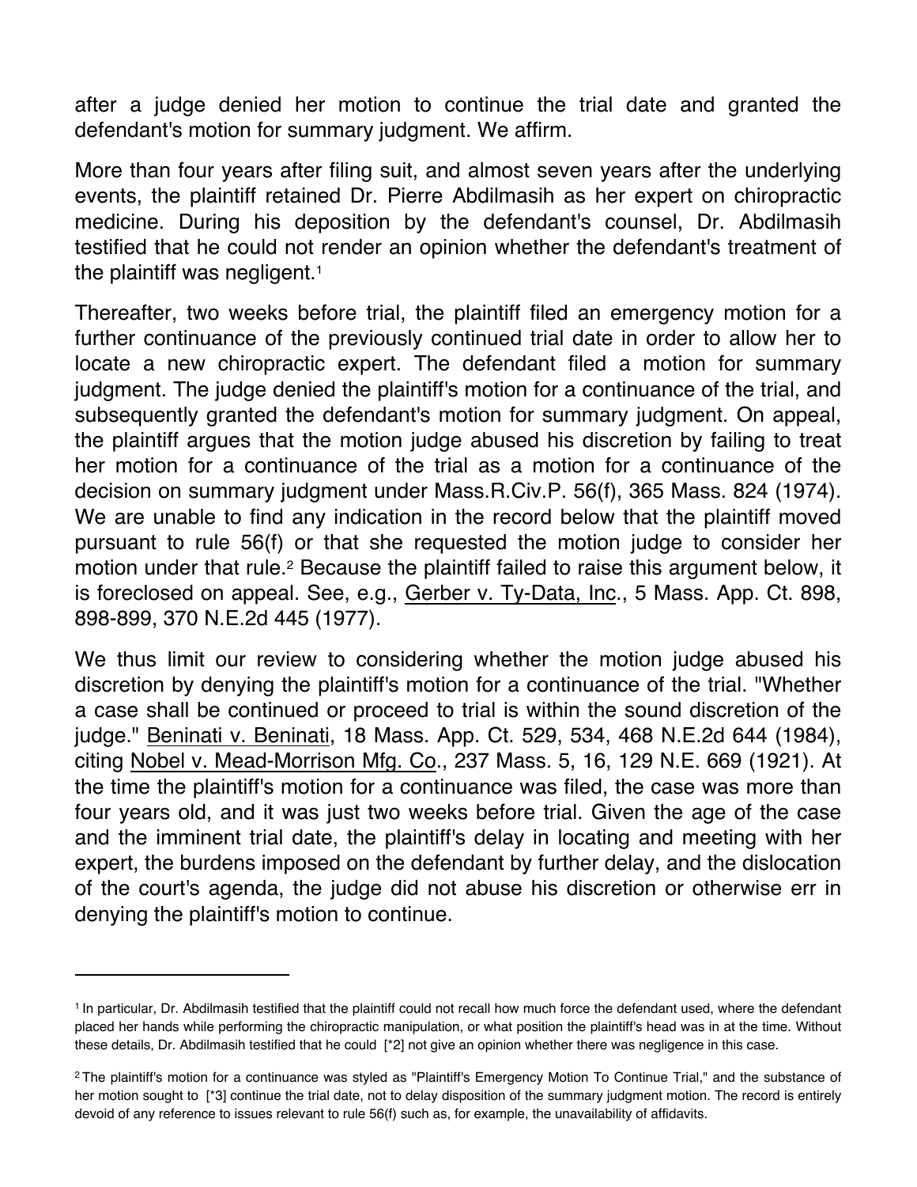after a judge denied her motion to continue the trial date and granted the defendant's motion for summary judgment. We affirm.

More than four years after filing suit, and almost seven years after the underlying events, the plaintiff retained Dr. Pierre Abdilmasih as her expert on chiropractic medicine. During his deposition by the defendant's counsel, Dr. Abdilmasih testified that he could not render an opinion whether the defendant's treatment of the plaintiff was negligent.[1]

Thereafter, two weeks before trial, the plaintiff filed an emergency motion for a further continuance of the previously continued trial date in order to allow her to locate a new chiropractic expert. The defendant filed a motion for summary judgment. The judge denied the plaintiff's motion for a continuance of the trial, and subsequently granted the defendant's motion for summary judgment. On appeal, the plaintiff argues that the motion judge abused his discretion by failing to treat her motion for a continuance of the trial as a motion for a continuance of the decision on summary judgment under Mass.R.Civ.P. 56(f), 365 Mass. 824 (1974). We are unable to find any indication in the record below that the plaintiff moved pursuant to rule 56(f) or that she requested the motion judge to consider her motion under that rule.[2] Because the plaintiff failed to raise this argument below, it is foreclosed on appeal. See, e.g., Gerber v. Ty-Data, Inc., 5 Mass. App. Ct. 898, 898-899, 370 N.E.2d 445 (1977).

We thus limit our review to considering whether the motion judge abused his discretion by denying the plaintiff's motion for a continuance of the trial. "Whether a case shall be continued or proceed to trial is within the sound discretion of the judge." Beninati v. Beninati, 18 Mass. App. Ct. 529, 534, 468 N.E.2d 644 (1984), citing Nobel v. Mead-Morrison Mfg. Co., 237 Mass. 5, 16, 129 N.E. 669 (1921). At the time the plaintiff's motion for a continuance was filed, the case was more than four years old, and it was just two weeks before trial. Given the age of the case and the imminent trial date, the plaintiff's delay in locating and meeting with her expert, the burdens imposed on the defendant by further delay, and the dislocation of the court's agenda, the judge did not abuse his discretion or otherwise err in denying the plaintiff's motion to continue.

---

[1] In particular, Dr. Abdilmasih testified that the plaintiff could not recall how much force the defendant used, where the defendant placed her hands while performing the chiropractic manipulation, or what position the plaintiff's head was in at the time. Without these details, Dr. Abdilmasih testified that he could [*2] not give an opinion whether there was negligence in this case.

[2] The plaintiff's motion for a continuance was styled as "Plaintiff's Emergency Motion To Continue Trial," and the substance of her motion sought to [*3] continue the trial date, not to delay disposition of the summary judgment motion. The record is entirely devoid of any reference to issues relevant to rule 56(f) such as, for example, the unavailability of affidavits.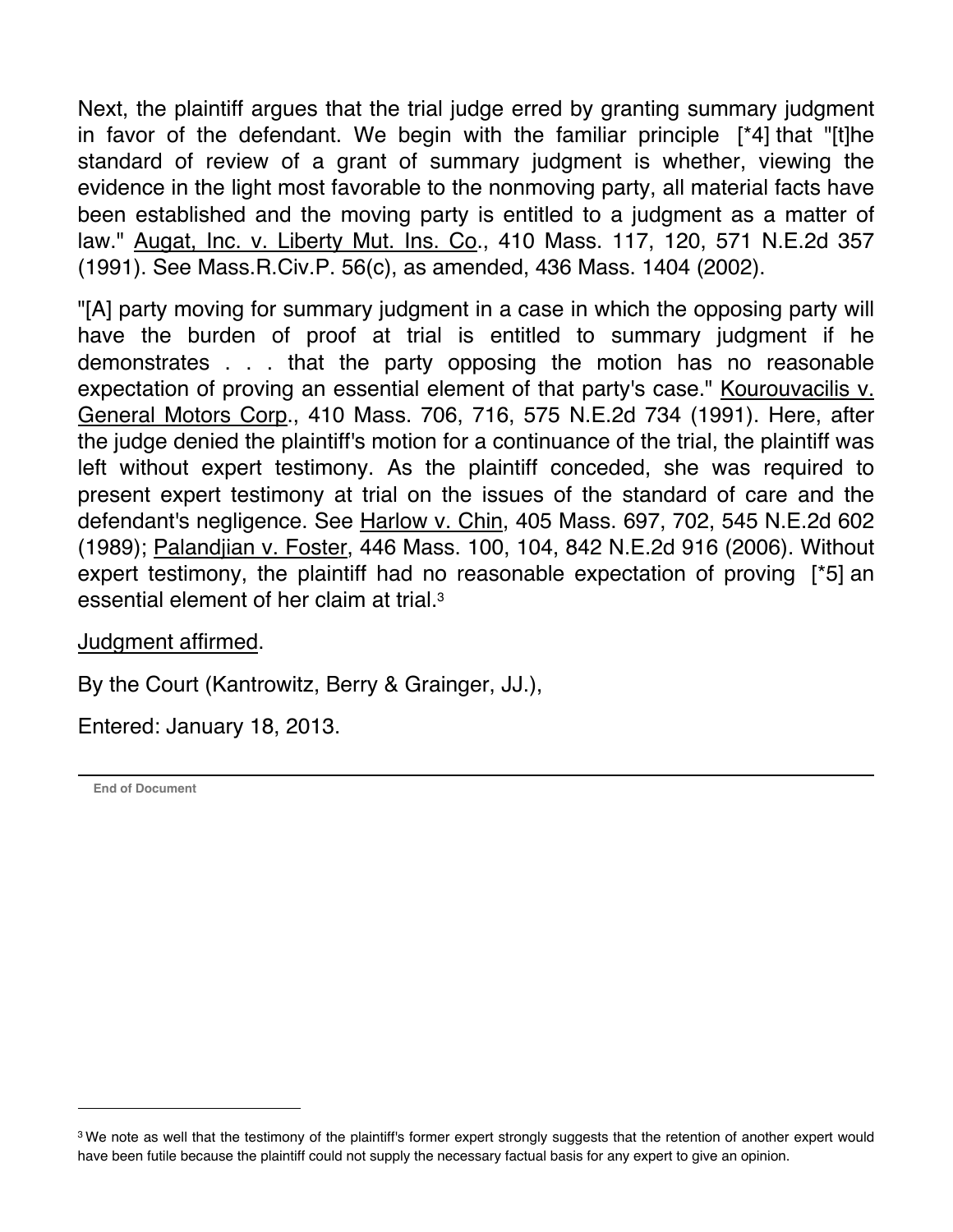Next, the plaintiff argues that the trial judge erred by granting summary judgment in favor of the defendant. We begin with the familiar principle [*4] that "[t]he standard of review of a grant of summary judgment is whether, viewing the evidence in the light most favorable to the nonmoving party, all material facts have been established and the moving party is entitled to a judgment as a matter of law." Augat, Inc. v. Liberty Mut. Ins. Co., 410 Mass. 117, 120, 571 N.E.2d 357 (1991). See Mass.R.Civ.P. 56(c), as amended, 436 Mass. 1404 (2002).

"[A] party moving for summary judgment in a case in which the opposing party will have the burden of proof at trial is entitled to summary judgment if he demonstrates . . . that the party opposing the motion has no reasonable expectation of proving an essential element of that party's case." Kourouvacilis v. General Motors Corp., 410 Mass. 706, 716, 575 N.E.2d 734 (1991). Here, after the judge denied the plaintiff's motion for a continuance of the trial, the plaintiff was left without expert testimony. As the plaintiff conceded, she was required to present expert testimony at trial on the issues of the standard of care and the defendant's negligence. See Harlow v. Chin, 405 Mass. 697, 702, 545 N.E.2d 602 (1989); Palandjian v. Foster, 446 Mass. 100, 104, 842 N.E.2d 916 (2006). Without expert testimony, the plaintiff had no reasonable expectation of proving [*5] an essential element of her claim at trial.[3]

Judgment affirmed.

By the Court (Kantrowitz, Berry & Grainger, JJ.),

Entered: January 18, 2013.

---

End of Document

---

[3] We note as well that the testimony of the plaintiff's former expert strongly suggests that the retention of another expert would have been futile because the plaintiff could not supply the necessary factual basis for any expert to give an opinion.